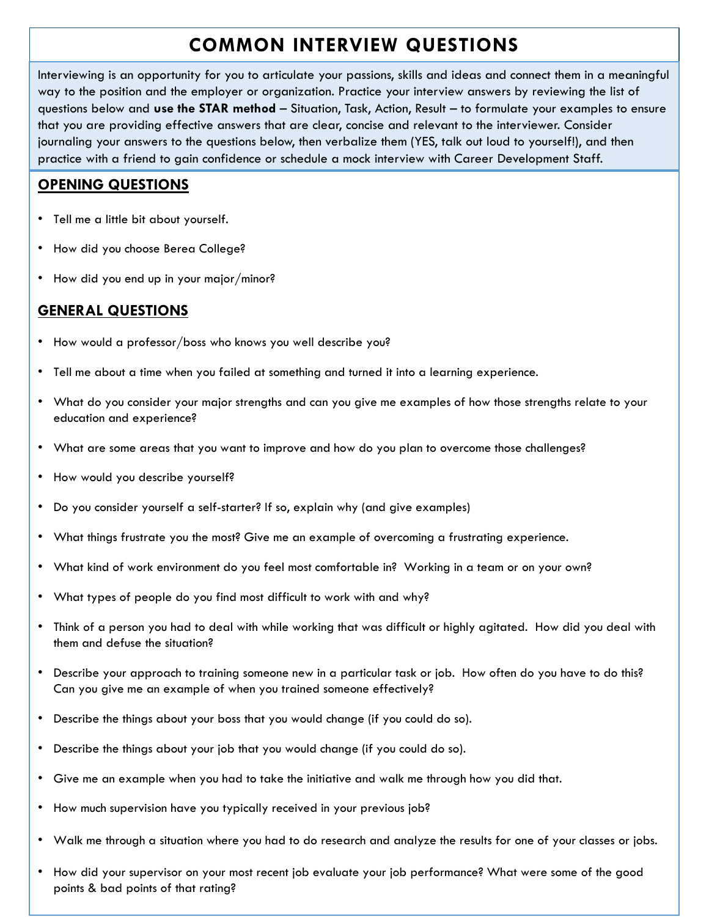# COMMON INTERVIEW QUESTIONS

Interviewing is an opportunity for you to articulate your passions, skills and ideas and connect them in a meaningful way to the position and the employer or organization. Practice your interview answers by reviewing the list of questions below and **use the STAR method** – Situation, Task, Action, Result – to formulate your examples to ensure that you are providing effective answers that are clear, concise and relevant to the interviewer. Consider journaling your answers to the questions below, then verbalize them (YES, talk out loud to yourself!), and then practice with a friend to gain confidence or schedule a mock interview with Career Development Staff.

## OPENING QUESTIONS

- Tell me a little bit about yourself.
- How did you choose Berea College?
- How did you end up in your major/minor?

## GENERAL QUESTIONS

- How would a professor/boss who knows you well describe you?
- Tell me about a time when you failed at something and turned it into a learning experience.
- What do you consider your major strengths and can you give me examples of how those strengths relate to your education and experience?
- What are some areas that you want to improve and how do you plan to overcome those challenges?
- How would you describe yourself?
- Do you consider yourself a self-starter? If so, explain why (and give examples)
- What things frustrate you the most? Give me an example of overcoming a frustrating experience.
- What kind of work environment do you feel most comfortable in? Working in a team or on your own?
- What types of people do you find most difficult to work with and why?
- Think of a person you had to deal with while working that was difficult or highly agitated. How did you deal with them and defuse the situation?
- Describe your approach to training someone new in a particular task or job. How often do you have to do this? Can you give me an example of when you trained someone effectively?
- Describe the things about your boss that you would change (if you could do so).
- Describe the things about your job that you would change (if you could do so).
- Give me an example when you had to take the initiative and walk me through how you did that.
- How much supervision have you typically received in your previous job?
- Walk me through a situation where you had to do research and analyze the results for one of your classes or jobs.
- How did your supervisor on your most recent job evaluate your job performance? What were some of the good points & bad points of that rating?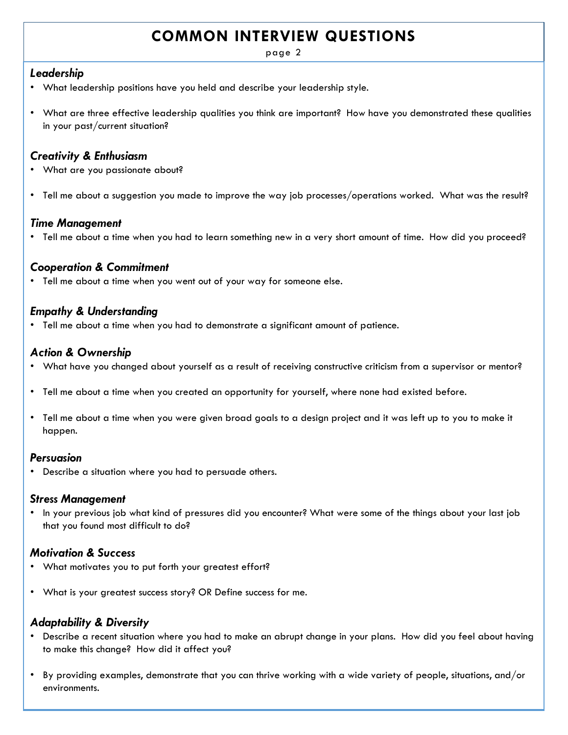# COMMON INTERVIEW QUESTIONS

### *Leadership*

- What leadership positions have you held and describe your leadership style.
- What are three effective leadership qualities you think are important? How have you demonstrated these qualities in your past/current situation?

### *Creativity & Enthusiasm*

- What are you passionate about?
- Tell me about a suggestion you made to improve the way job processes/operations worked. What was the result?

### *Time Management*

- Tell me about a time when you had to learn something new in a very short amount of time. How did you proceed?

### *Cooperation & Commitment*

- Tell me about a time when you went out of your way for someone else.

### *Empathy & Understanding*

- Tell me about a time when you had to demonstrate a significant amount of patience.

### *Action & Ownership*

- What have you changed about yourself as a result of receiving constructive criticism from a supervisor or mentor?
- Tell me about a time when you created an opportunity for yourself, where none had existed before.
- Tell me about a time when you were given broad goals to a design project and it was left up to you to make it happen.

### *Persuasion*

- Describe a situation where you had to persuade others.

### *Stress Management*

- In your previous job what kind of pressures did you encounter? What were some of the things about your last job that you found most difficult to do?

### *Motivation & Success*

- What motivates you to put forth your greatest effort?
- What is your greatest success story? OR Define success for me.

### *Adaptability & Diversity*

- Describe a recent situation where you had to make an abrupt change in your plans. How did you feel about having to make this change? How did it affect you?
- By providing examples, demonstrate that you can thrive working with a wide variety of people, situations, and/or environments.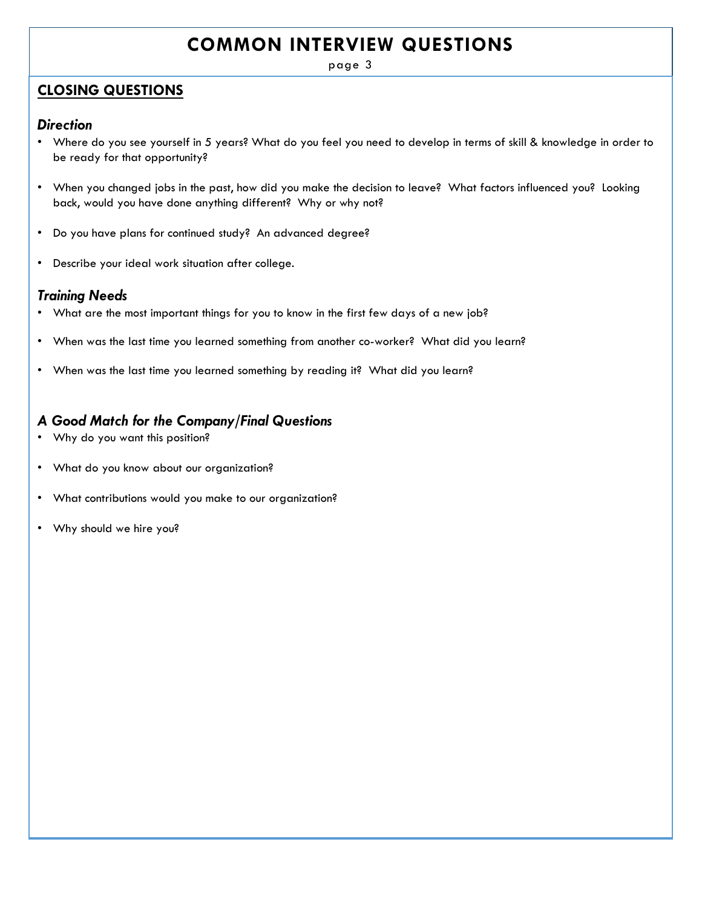# COMMON INTERVIEW QUESTIONS

## CLOSING QUESTIONS

### *Direction*

- Where do you see yourself in 5 years? What do you feel you need to develop in terms of skill & knowledge in order to be ready for that opportunity?
- When you changed jobs in the past, how did you make the decision to leave? What factors influenced you? Looking back, would you have done anything different? Why or why not?
- Do you have plans for continued study? An advanced degree?
- Describe your ideal work situation after college.

### *Training Needs*

- What are the most important things for you to know in the first few days of a new job?
- When was the last time you learned something from another co-worker? What did you learn?
- When was the last time you learned something by reading it? What did you learn?

### *A Good Match for the Company/Final Questions*

- Why do you want this position?
- What do you know about our organization?
- What contributions would you make to our organization?
- Why should we hire you?